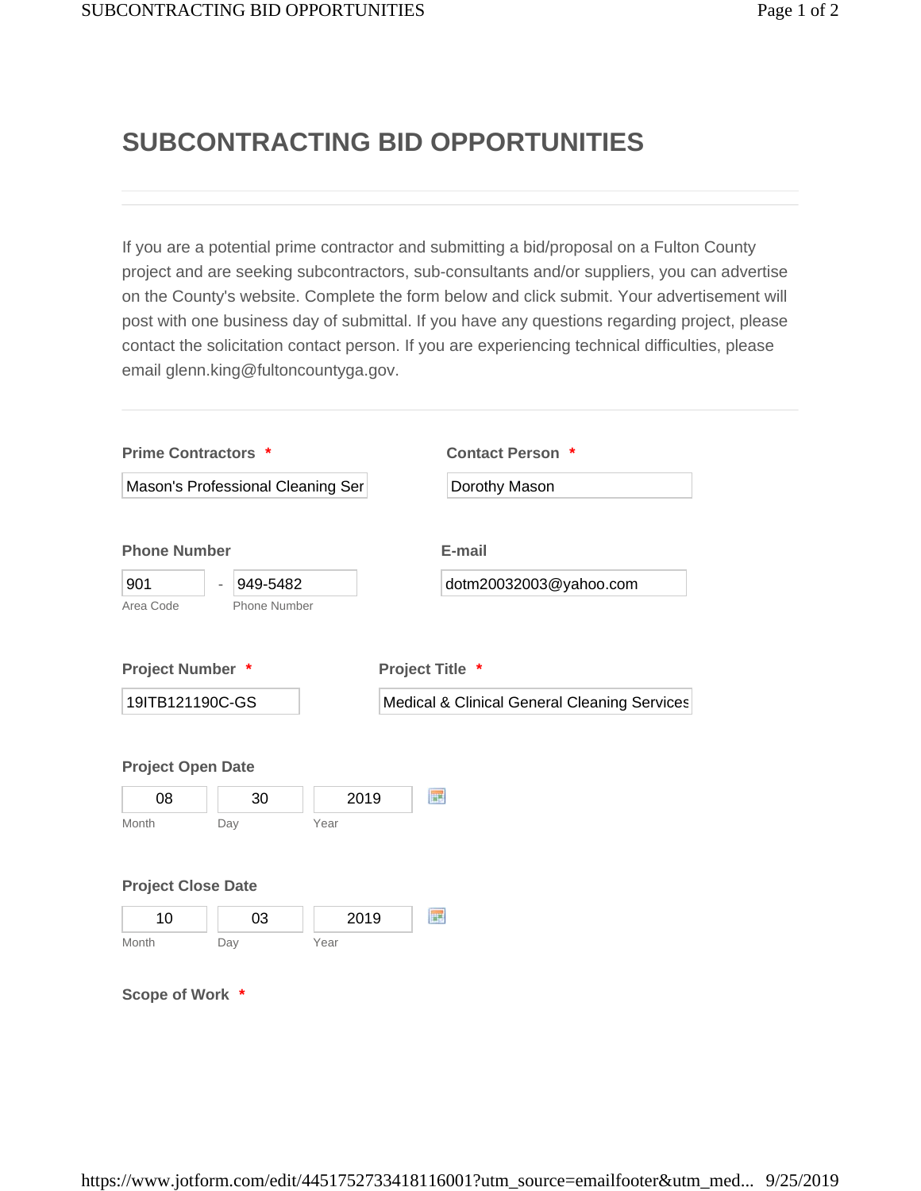# SUBCONTRACTING BID OPPORTUNITIES

---

If you are a potential prime contractor and submitting a bid/proposal on a Fulton County project and are seeking subcontractors, sub-consultants and/or suppliers, you can advertise on the County's website. Complete the form below and click submit. Your advertisement will post with one business day of submittal. If you have any questions regarding project, please contact the solicitation contact person. If you are experiencing technical difficulties, please email glenn.king@fultoncountyga.gov.

---

**Prime Contractors** *

Mason's Professional Cleaning Ser

**Contact Person** *

Dorothy Mason

**Phone Number**

901 - 949-5482

Area Code — Phone Number

**E-mail**

dotm20032003@yahoo.com

**Project Number** *

19ITB121190C-GS

**Project Title** *

Medical & Clinical General Cleaning Services

**Project Open Date**

08 / 30 / 2019

Month / Day / Year

**Project Close Date**

10 / 03 / 2019

Month / Day / Year

**Scope of Work** *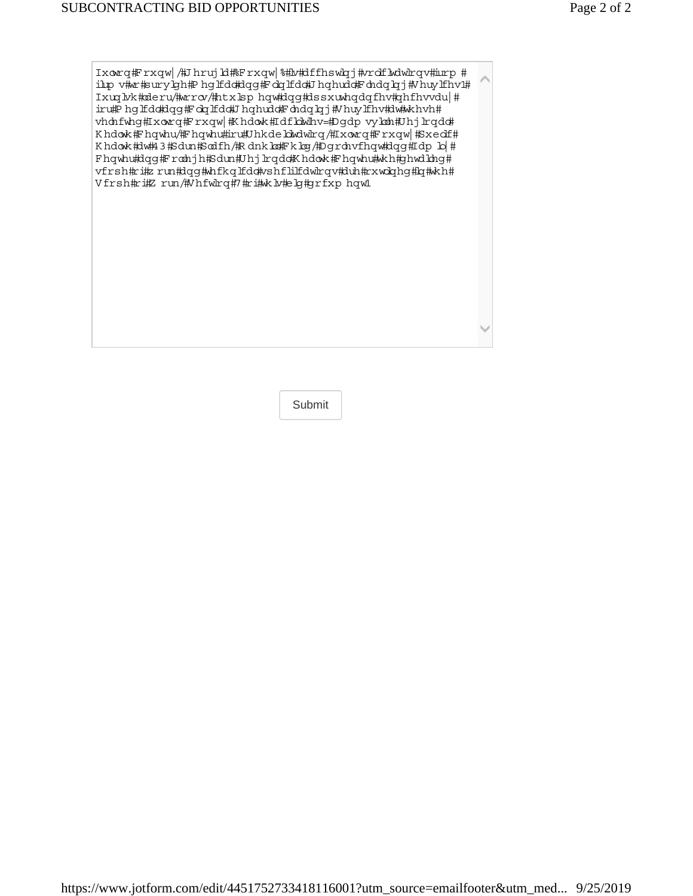Ixowrq#Frxqw|/#Jhrujld#%Frxqw|%#lv#dffhswlqj#vrolflwdwlrqv#iurp#
ilupv#wr#surylgh#Phglfdo#dqg#Folqlfdo#Jhqhudo#Fohdqlqj#Vhuylfhv1#
Ixuqlvk#oderu/#wrrov/#htxlsphqw#dqg#dssxuwhqdqfhv#qhfhvvdu|#
iru#Phglfdo#dqg#Folqlfdo#Jhqhudo#Fohdqlqj#Vhuylfhv#dw#wkhvh#
vhohfwhg#Ixowrq#Frxqw|#Khdowk#Idflolwlhv=#Dgdpvylooh#Uhjlrqdo#
Khdowk#Fhqwhu/#Fhqwhu#iru#Uhkdelolwdwlrq/#Ixowrq#Frxqw|#Sxeolf#
Khdowk#dw#43#Sdun#Sodfh/#Rdn#Kloo#Fklog/#Dgrohvfhqw#dqg#Idplo|#
Fhqwhu#dqg#Froohjh#Sdun#Uhjlrqdo#Khdowk#Fhqwhu#wkh#ghwdlohg#
vfrsh#ri#zrun#dqg#whfkqlfdo#vshflilfdwlrqv#duh#rxwolqhg#lq#wkh#
Vfrsh#ri#Zrun/#Vhfwlrq#7#ri#wklv#elg#grfxphqw1

Submit